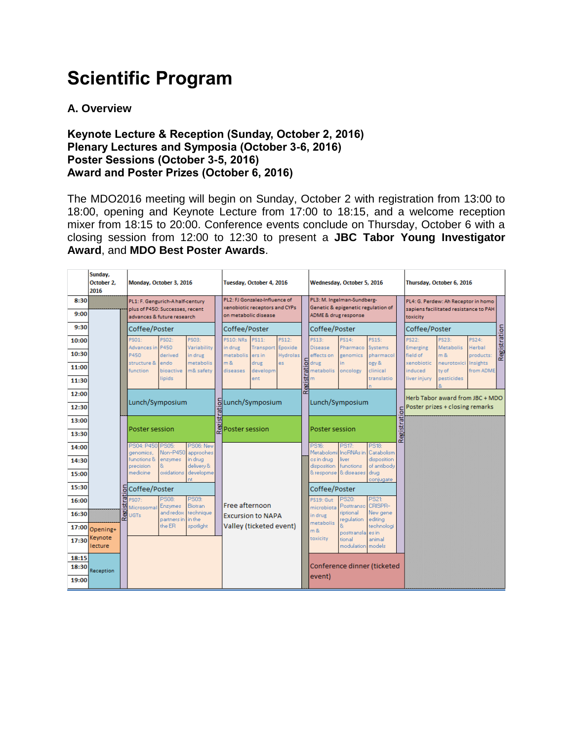# Scientific Program

## A. Overview

**Keynote Lecture & Reception (Sunday, October 2, 2016)**
**Plenary Lectures and Symposia (October 3-6, 2016)**
**Poster Sessions (October 3-5, 2016)**
**Award and Poster Prizes (October 6, 2016)**

The MDO2016 meeting will begin on Sunday, October 2 with registration from 13:00 to 18:00, opening and Keynote Lecture from 17:00 to 18:15, and a welcome reception mixer from 18:15 to 20:00. Conference events conclude on Thursday, October 6 with a closing session from 12:00 to 12:30 to present a **JBC Tabor Young Investigator Award**, and **MDO Best Poster Awards**.

| Time | Sunday, October 2, 2016 | Monday, October 3, 2016 | Tuesday, October 4, 2016 | Wednesday, October 5, 2016 | Thursday, October 6, 2016 |
|---|---|---|---|---|---|
| 8:30–9:30 | | PL1: F. Gengurich-A half-century plus of P450: Successes, recent advances & future research | PL2: FJ Gonzalez-Influence of xenobiotic receptors and CYPs on metabolic disease | PL3: M. Ingelman-Sundberg-Genetic & epigenetic regulation of ADME & drug response | PL4: G. Perdew: Ah Receptor in homo sapiens facilitated resistance to PAH toxicity |
| 9:30 | | Coffee/Poster | Coffee/Poster | Coffee/Poster | Coffee/Poster |
| 10:00–12:00 | | PS01: Advances in P450 structure & function; PS02: P450 derived endo bioactive lipids; PS03: Variability in drug metabolism & safety | PS10: NRs in drug metabolism & diseases; PS11: Transporters in drug development; PS12: Epoxide Hydrolases | PS13: Disease effects on drug metabolism; PS14: Pharmacogenomics in oncology; PS15: Systems pharmacology & clinical translation | PS22: Emerging field of xenobiotic induced liver injury; PS23: Metabolism & neurotoxicity of pesticides &; PS24: Herbal products: Insights from ADME |
| 12:00–13:00 | | Lunch/Symposium | Lunch/Symposium | Lunch/Symposium | Herb Tabor award from JBC + MDO Poster prizes + closing remarks |
| 13:00–14:00 | Registration | Poster session | Poster session | Poster session | |
| 14:00–15:30 | Registration | PS04: P450 genomics, functions & precision medicine; PS05: Non-P450 enzymes & oxidations; PS06: New approches in drug delivery & development | Free afternoon Excursion to NAPA Valley (ticketed event) | PS16: Metabolomics in drug disposition & response; PS17: lncRNAs in liver functions & diseases; PS18: Catabolism disposition of antibody drug conjugate | |
| 15:30 | Registration | Coffee/Poster | | Coffee/Poster | |
| 16:00–17:00 | Registration | PS07: Microsomal UGTs; PS08: Enzymes and redox partners in the ER; PS09: Biotran technique in the spotlight | | PS19: Gut microbiota in drug metabolism & toxicity; PS20: Posttranscriptional regulation & posttranslational modulation; PS21: CRISPR-New gene editing technologies in animal models | |
| 17:00–18:15 | Opening+ Keynote lecture | | | | |
| 18:15–19:00 | Reception | | | Conference dinner (ticketed event) | |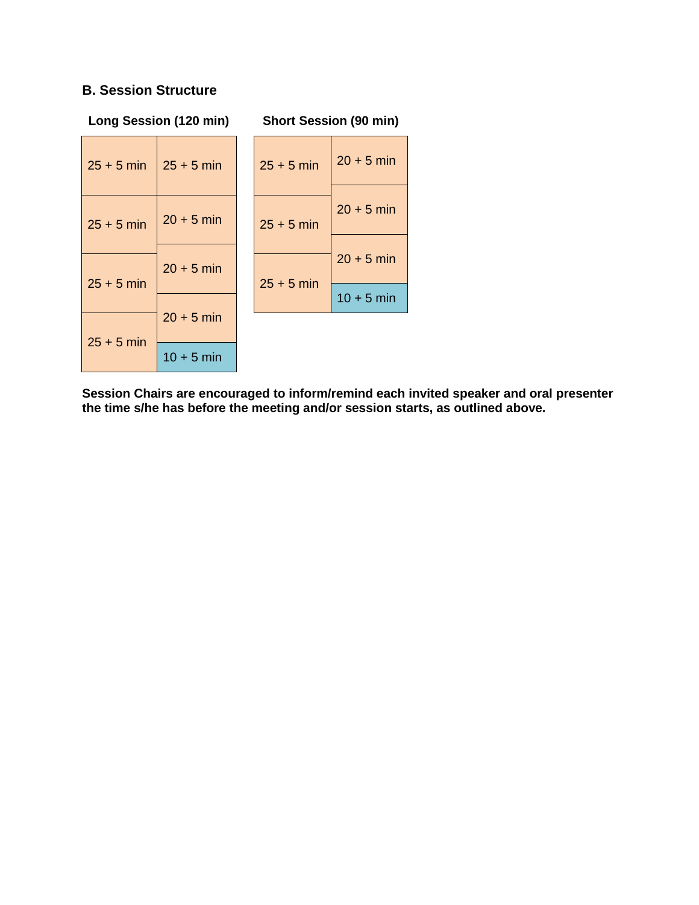### B. Session Structure

**Long Session (120 min)**

| | |
|---|---|
| 25 + 5 min | 25 + 5 min |
| 25 + 5 min | 20 + 5 min |
| 25 + 5 min | 20 + 5 min |
| 25 + 5 min | 20 + 5 min |
| | 10 + 5 min |

**Short Session (90 min)**

| | |
|---|---|
| 25 + 5 min | 20 + 5 min |
| 25 + 5 min | 20 + 5 min |
| 25 + 5 min | 20 + 5 min |
| | 10 + 5 min |

**Session Chairs are encouraged to inform/remind each invited speaker and oral presenter the time s/he has before the meeting and/or session starts, as outlined above.**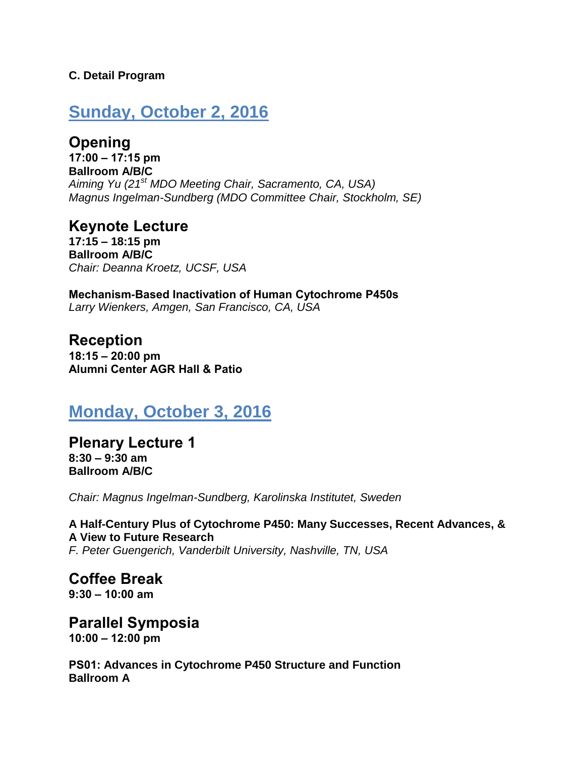**C. Detail Program**

# Sunday, October 2, 2016

## Opening

**17:00 – 17:15 pm**
**Ballroom A/B/C**
*Aiming Yu (21st MDO Meeting Chair, Sacramento, CA, USA)*
*Magnus Ingelman-Sundberg (MDO Committee Chair, Stockholm, SE)*

## Keynote Lecture

**17:15 – 18:15 pm**
**Ballroom A/B/C**
*Chair: Deanna Kroetz, UCSF, USA*

**Mechanism-Based Inactivation of Human Cytochrome P450s**
*Larry Wienkers, Amgen, San Francisco, CA, USA*

## Reception

**18:15 – 20:00 pm**
**Alumni Center AGR Hall & Patio**

# Monday, October 3, 2016

## Plenary Lecture 1

**8:30 – 9:30 am**
**Ballroom A/B/C**

*Chair: Magnus Ingelman-Sundberg, Karolinska Institutet, Sweden*

**A Half-Century Plus of Cytochrome P450: Many Successes, Recent Advances, & A View to Future Research**
*F. Peter Guengerich, Vanderbilt University, Nashville, TN, USA*

## Coffee Break

**9:30 – 10:00 am**

## Parallel Symposia

**10:00 – 12:00 pm**

**PS01: Advances in Cytochrome P450 Structure and Function**
**Ballroom A**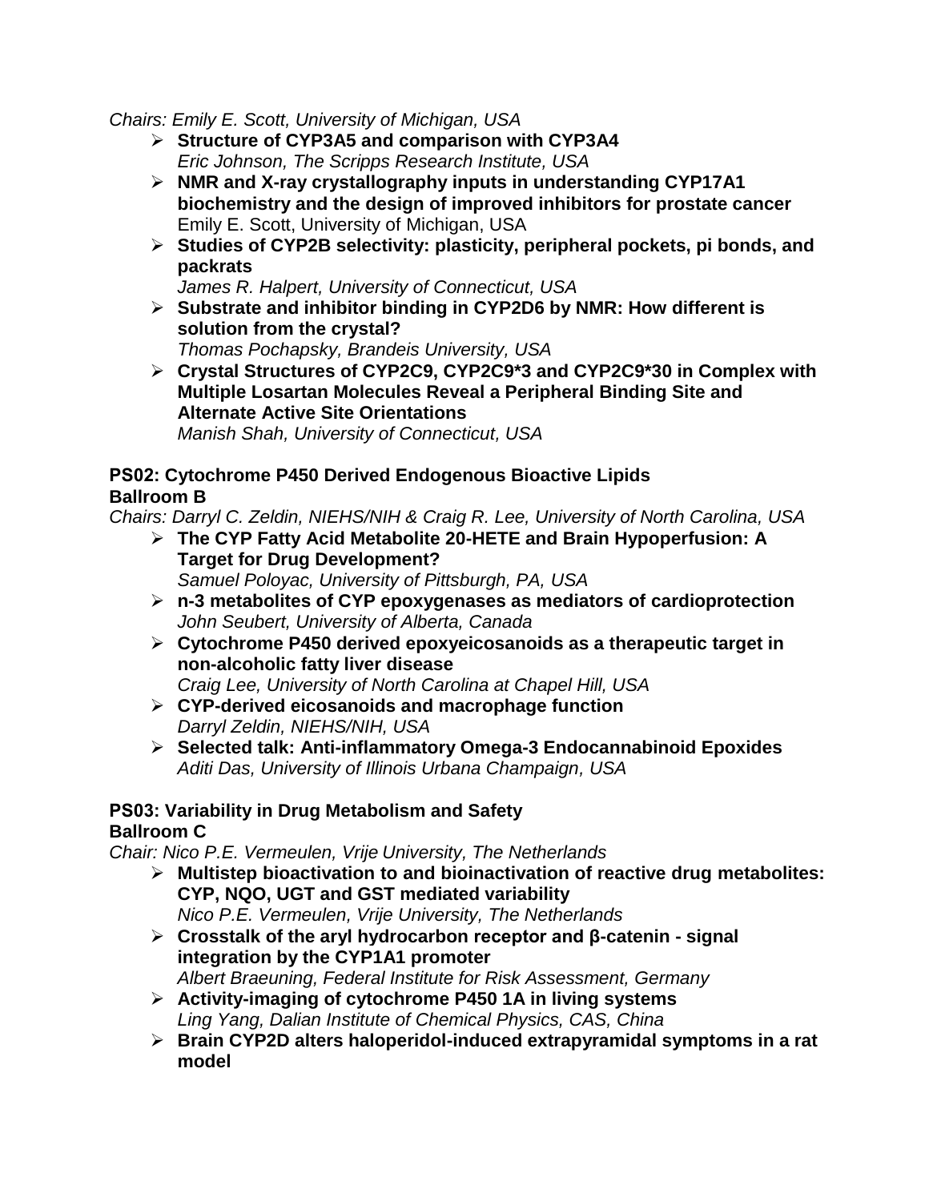*Chairs: Emily E. Scott, University of Michigan, USA*

- **Structure of CYP3A5 and comparison with CYP3A4**
  *Eric Johnson, The Scripps Research Institute, USA*
- **NMR and X-ray crystallography inputs in understanding CYP17A1 biochemistry and the design of improved inhibitors for prostate cancer**
  Emily E. Scott, University of Michigan, USA
- **Studies of CYP2B selectivity: plasticity, peripheral pockets, pi bonds, and packrats**
  *James R. Halpert, University of Connecticut, USA*
- **Substrate and inhibitor binding in CYP2D6 by NMR: How different is solution from the crystal?**
  *Thomas Pochapsky, Brandeis University, USA*
- **Crystal Structures of CYP2C9, CYP2C9*3 and CYP2C9*30 in Complex with Multiple Losartan Molecules Reveal a Peripheral Binding Site and Alternate Active Site Orientations**
  *Manish Shah, University of Connecticut, USA*

**PS02: Cytochrome P450 Derived Endogenous Bioactive Lipids**
**Ballroom B**

*Chairs: Darryl C. Zeldin, NIEHS/NIH & Craig R. Lee, University of North Carolina, USA*

- **The CYP Fatty Acid Metabolite 20-HETE and Brain Hypoperfusion: A Target for Drug Development?**
  *Samuel Poloyac, University of Pittsburgh, PA, USA*
- **n-3 metabolites of CYP epoxygenases as mediators of cardioprotection**
  *John Seubert, University of Alberta, Canada*
- **Cytochrome P450 derived epoxyeicosanoids as a therapeutic target in non-alcoholic fatty liver disease**
  *Craig Lee, University of North Carolina at Chapel Hill, USA*
- **CYP-derived eicosanoids and macrophage function**
  *Darryl Zeldin, NIEHS/NIH, USA*
- **Selected talk: Anti-inflammatory Omega-3 Endocannabinoid Epoxides**
  *Aditi Das, University of Illinois Urbana Champaign, USA*

**PS03: Variability in Drug Metabolism and Safety**
**Ballroom C**

*Chair: Nico P.E. Vermeulen, Vrije University, The Netherlands*

- **Multistep bioactivation to and bioinactivation of reactive drug metabolites: CYP, NQO, UGT and GST mediated variability**
  *Nico P.E. Vermeulen, Vrije University, The Netherlands*
- **Crosstalk of the aryl hydrocarbon receptor and β-catenin - signal integration by the CYP1A1 promoter**
  *Albert Braeuning, Federal Institute for Risk Assessment, Germany*
- **Activity-imaging of cytochrome P450 1A in living systems**
  *Ling Yang, Dalian Institute of Chemical Physics, CAS, China*
- **Brain CYP2D alters haloperidol-induced extrapyramidal symptoms in a rat model**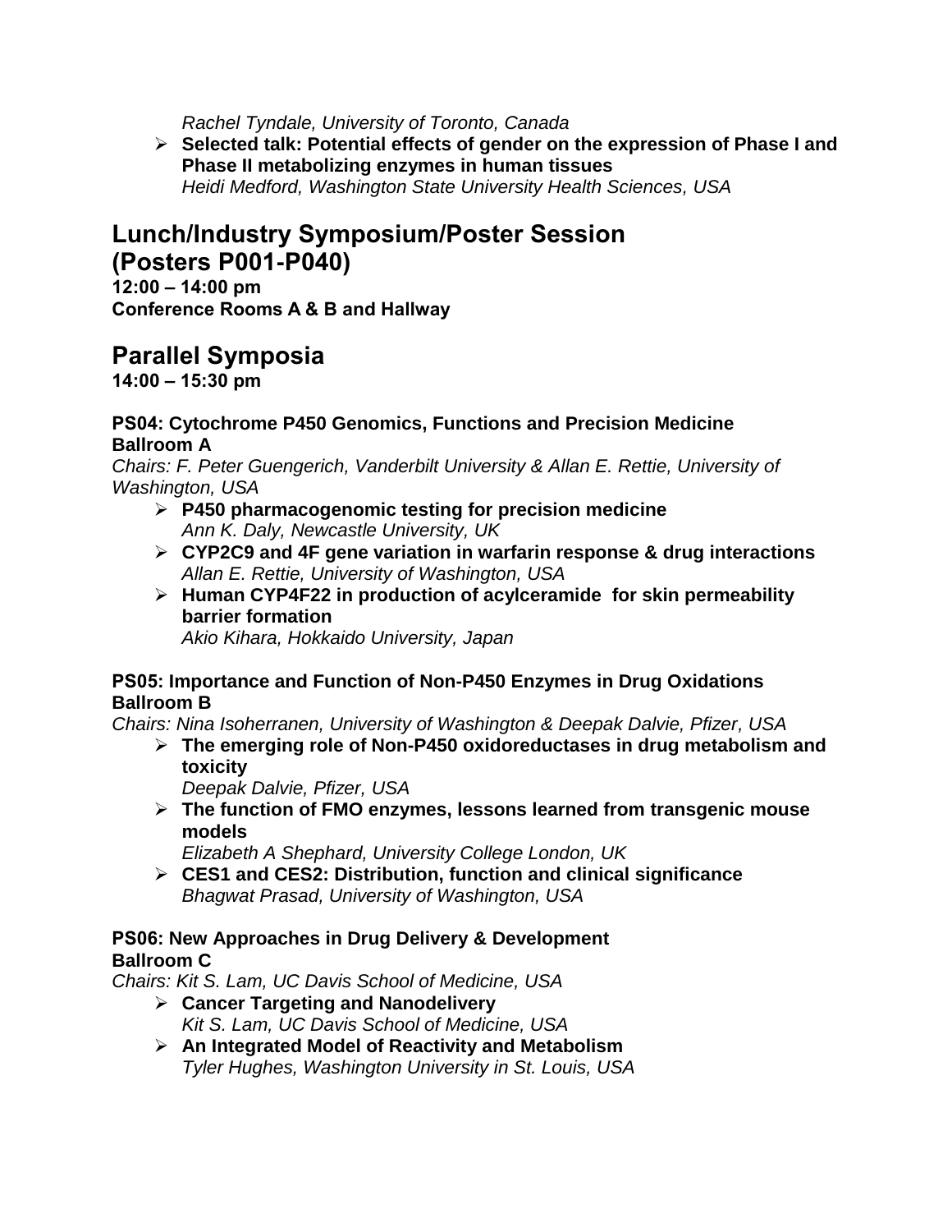*Rachel Tyndale, University of Toronto, Canada*

- **Selected talk: Potential effects of gender on the expression of Phase I and Phase II metabolizing enzymes in human tissues**
  *Heidi Medford, Washington State University Health Sciences, USA*

## Lunch/Industry Symposium/Poster Session (Posters P001-P040)

**12:00 – 14:00 pm**
**Conference Rooms A & B and Hallway**

## Parallel Symposia

**14:00 – 15:30 pm**

### PS04: Cytochrome P450 Genomics, Functions and Precision Medicine
**Ballroom A**

*Chairs: F. Peter Guengerich, Vanderbilt University & Allan E. Rettie, University of Washington, USA*

- **P450 pharmacogenomic testing for precision medicine**
  *Ann K. Daly, Newcastle University, UK*
- **CYP2C9 and 4F gene variation in warfarin response & drug interactions**
  *Allan E. Rettie, University of Washington, USA*
- **Human CYP4F22 in production of acylceramide for skin permeability barrier formation**
  *Akio Kihara, Hokkaido University, Japan*

### PS05: Importance and Function of Non-P450 Enzymes in Drug Oxidations
**Ballroom B**

*Chairs: Nina Isoherranen, University of Washington & Deepak Dalvie, Pfizer, USA*

- **The emerging role of Non-P450 oxidoreductases in drug metabolism and toxicity**
  *Deepak Dalvie, Pfizer, USA*
- **The function of FMO enzymes, lessons learned from transgenic mouse models**
  *Elizabeth A Shephard, University College London, UK*
- **CES1 and CES2: Distribution, function and clinical significance**
  *Bhagwat Prasad, University of Washington, USA*

### PS06: New Approaches in Drug Delivery & Development
**Ballroom C**

*Chairs: Kit S. Lam, UC Davis School of Medicine, USA*

- **Cancer Targeting and Nanodelivery**
  *Kit S. Lam, UC Davis School of Medicine, USA*
- **An Integrated Model of Reactivity and Metabolism**
  *Tyler Hughes, Washington University in St. Louis, USA*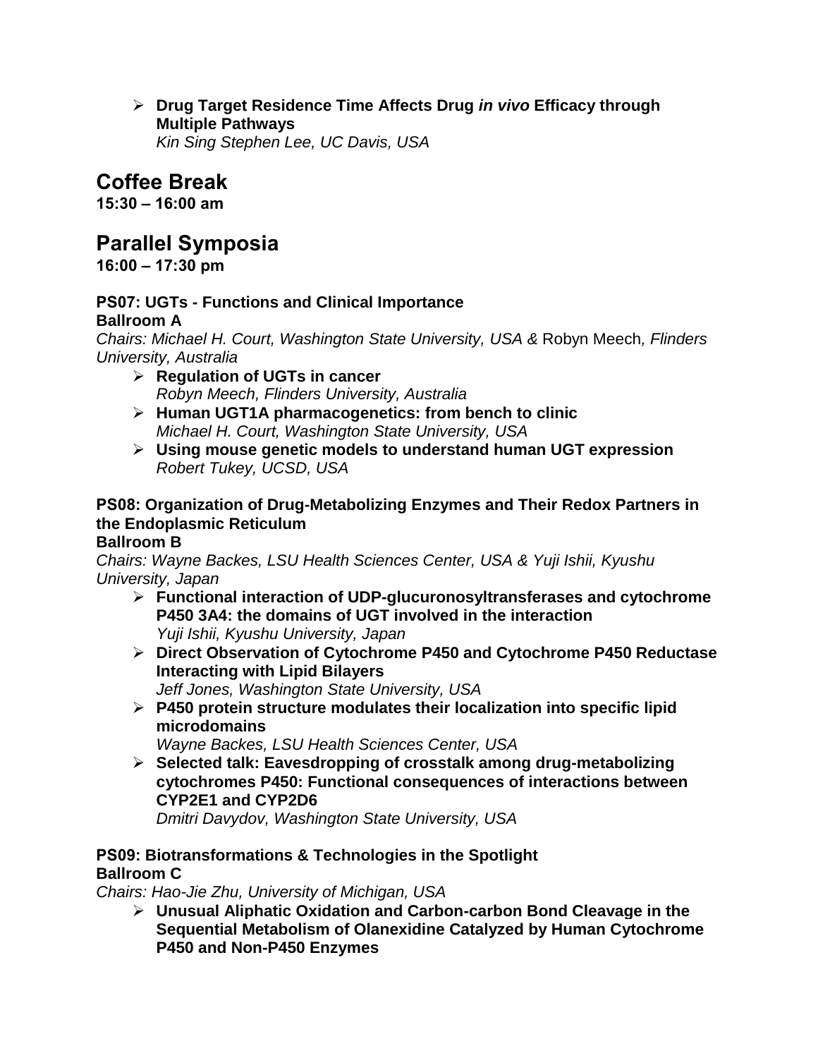- **Drug Target Residence Time Affects Drug *in vivo* Efficacy through Multiple Pathways**
  *Kin Sing Stephen Lee, UC Davis, USA*

## Coffee Break

**15:30 – 16:00 am**

## Parallel Symposia

**16:00 – 17:30 pm**

**PS07: UGTs - Functions and Clinical Importance**
**Ballroom A**
*Chairs: Michael H. Court, Washington State University, USA &* Robyn Meech*, Flinders University, Australia*

- **Regulation of UGTs in cancer**
  *Robyn Meech, Flinders University, Australia*
- **Human UGT1A pharmacogenetics: from bench to clinic**
  *Michael H. Court, Washington State University, USA*
- **Using mouse genetic models to understand human UGT expression**
  *Robert Tukey, UCSD, USA*

**PS08: Organization of Drug-Metabolizing Enzymes and Their Redox Partners in the Endoplasmic Reticulum**
**Ballroom B**
*Chairs: Wayne Backes, LSU Health Sciences Center, USA & Yuji Ishii, Kyushu University, Japan*

- **Functional interaction of UDP-glucuronosyltransferases and cytochrome P450 3A4: the domains of UGT involved in the interaction**
  *Yuji Ishii, Kyushu University, Japan*
- **Direct Observation of Cytochrome P450 and Cytochrome P450 Reductase Interacting with Lipid Bilayers**
  *Jeff Jones, Washington State University, USA*
- **P450 protein structure modulates their localization into specific lipid microdomains**
  *Wayne Backes, LSU Health Sciences Center, USA*
- **Selected talk: Eavesdropping of crosstalk among drug-metabolizing cytochromes P450: Functional consequences of interactions between CYP2E1 and CYP2D6**
  *Dmitri Davydov, Washington State University, USA*

**PS09: Biotransformations & Technologies in the Spotlight**
**Ballroom C**
*Chairs: Hao-Jie Zhu, University of Michigan, USA*

- **Unusual Aliphatic Oxidation and Carbon-carbon Bond Cleavage in the Sequential Metabolism of Olanexidine Catalyzed by Human Cytochrome P450 and Non-P450 Enzymes**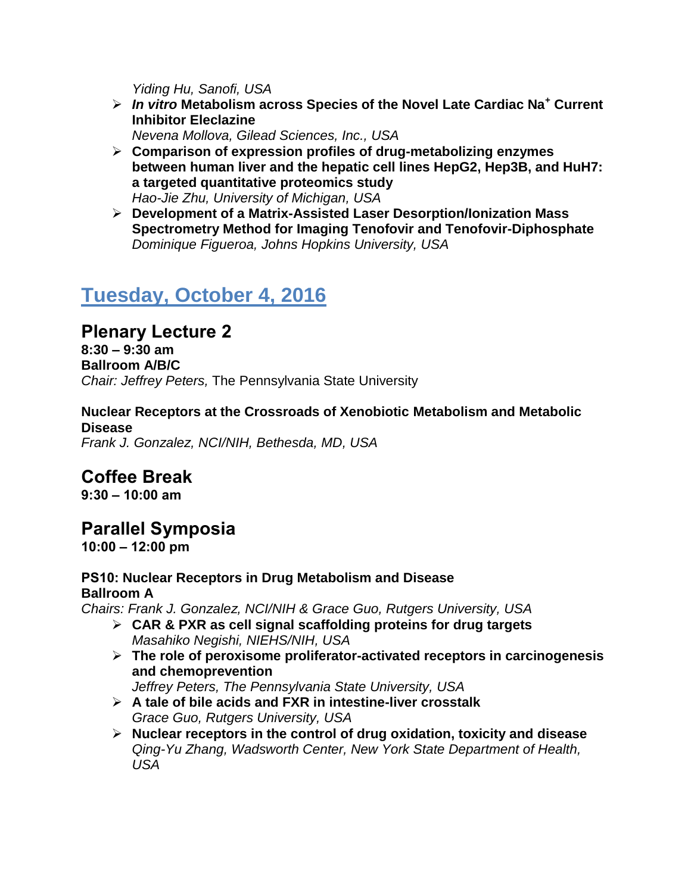*Yiding Hu, Sanofi, USA*

- ***In vitro* Metabolism across Species of the Novel Late Cardiac $Na^+$ Current Inhibitor Eleclazine**
  *Nevena Mollova, Gilead Sciences, Inc., USA*
- **Comparison of expression profiles of drug-metabolizing enzymes between human liver and the hepatic cell lines HepG2, Hep3B, and HuH7: a targeted quantitative proteomics study**
  *Hao-Jie Zhu, University of Michigan, USA*
- **Development of a Matrix-Assisted Laser Desorption/Ionization Mass Spectrometry Method for Imaging Tenofovir and Tenofovir-Diphosphate**
  *Dominique Figueroa, Johns Hopkins University, USA*

# Tuesday, October 4, 2016

## Plenary Lecture 2

**8:30 – 9:30 am**
**Ballroom A/B/C**
*Chair: Jeffrey Peters,* The Pennsylvania State University

**Nuclear Receptors at the Crossroads of Xenobiotic Metabolism and Metabolic Disease**
*Frank J. Gonzalez, NCI/NIH, Bethesda, MD, USA*

## Coffee Break

**9:30 – 10:00 am**

## Parallel Symposia

**10:00 – 12:00 pm**

**PS10: Nuclear Receptors in Drug Metabolism and Disease**
**Ballroom A**
*Chairs: Frank J. Gonzalez, NCI/NIH & Grace Guo, Rutgers University, USA*

- **CAR & PXR as cell signal scaffolding proteins for drug targets**
  *Masahiko Negishi, NIEHS/NIH, USA*
- **The role of peroxisome proliferator-activated receptors in carcinogenesis and chemoprevention**
  *Jeffrey Peters, The Pennsylvania State University, USA*
- **A tale of bile acids and FXR in intestine-liver crosstalk**
  *Grace Guo, Rutgers University, USA*
- **Nuclear receptors in the control of drug oxidation, toxicity and disease**
  *Qing-Yu Zhang, Wadsworth Center, New York State Department of Health, USA*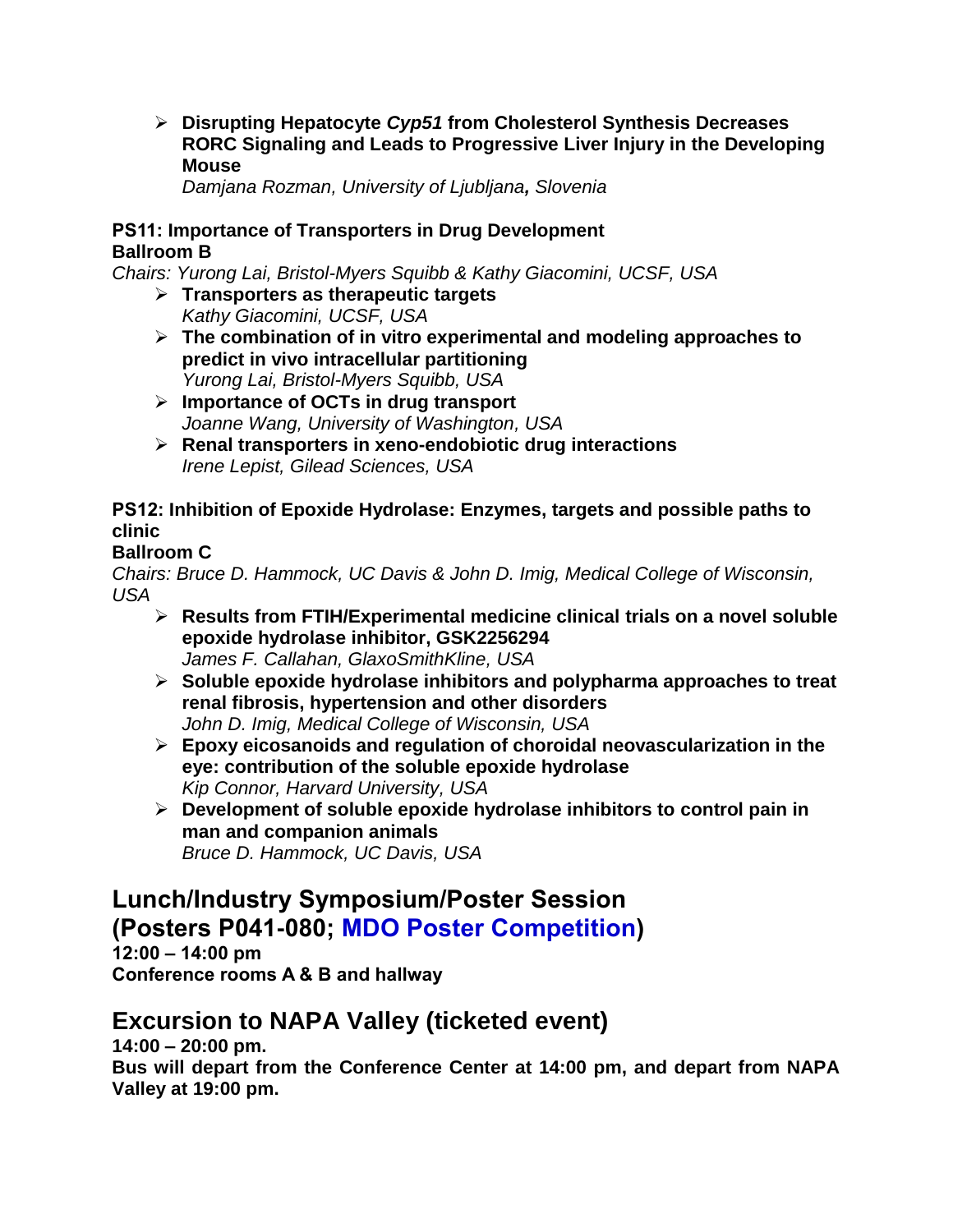- **Disrupting Hepatocyte *Cyp51* from Cholesterol Synthesis Decreases RORC Signaling and Leads to Progressive Liver Injury in the Developing Mouse**
  *Damjana Rozman, University of Ljubljana, Slovenia*

**PS11: Importance of Transporters in Drug Development**
**Ballroom B**
*Chairs: Yurong Lai, Bristol-Myers Squibb & Kathy Giacomini, UCSF, USA*

- **Transporters as therapeutic targets**
  *Kathy Giacomini, UCSF, USA*
- **The combination of in vitro experimental and modeling approaches to predict in vivo intracellular partitioning**
  *Yurong Lai, Bristol-Myers Squibb, USA*
- **Importance of OCTs in drug transport**
  *Joanne Wang, University of Washington, USA*
- **Renal transporters in xeno-endobiotic drug interactions**
  *Irene Lepist, Gilead Sciences, USA*

**PS12: Inhibition of Epoxide Hydrolase: Enzymes, targets and possible paths to clinic**
**Ballroom C**
*Chairs: Bruce D. Hammock, UC Davis & John D. Imig, Medical College of Wisconsin, USA*

- **Results from FTIH/Experimental medicine clinical trials on a novel soluble epoxide hydrolase inhibitor, GSK2256294**
  *James F. Callahan, GlaxoSmithKline, USA*
- **Soluble epoxide hydrolase inhibitors and polypharma approaches to treat renal fibrosis, hypertension and other disorders**
  *John D. Imig, Medical College of Wisconsin, USA*
- **Epoxy eicosanoids and regulation of choroidal neovascularization in the eye: contribution of the soluble epoxide hydrolase**
  *Kip Connor, Harvard University, USA*
- **Development of soluble epoxide hydrolase inhibitors to control pain in man and companion animals**
  *Bruce D. Hammock, UC Davis, USA*

## Lunch/Industry Symposium/Poster Session (Posters P041-080; MDO Poster Competition)

**12:00 – 14:00 pm**
**Conference rooms A & B and hallway**

## Excursion to NAPA Valley (ticketed event)

**14:00 – 20:00 pm.**
**Bus will depart from the Conference Center at 14:00 pm, and depart from NAPA Valley at 19:00 pm.**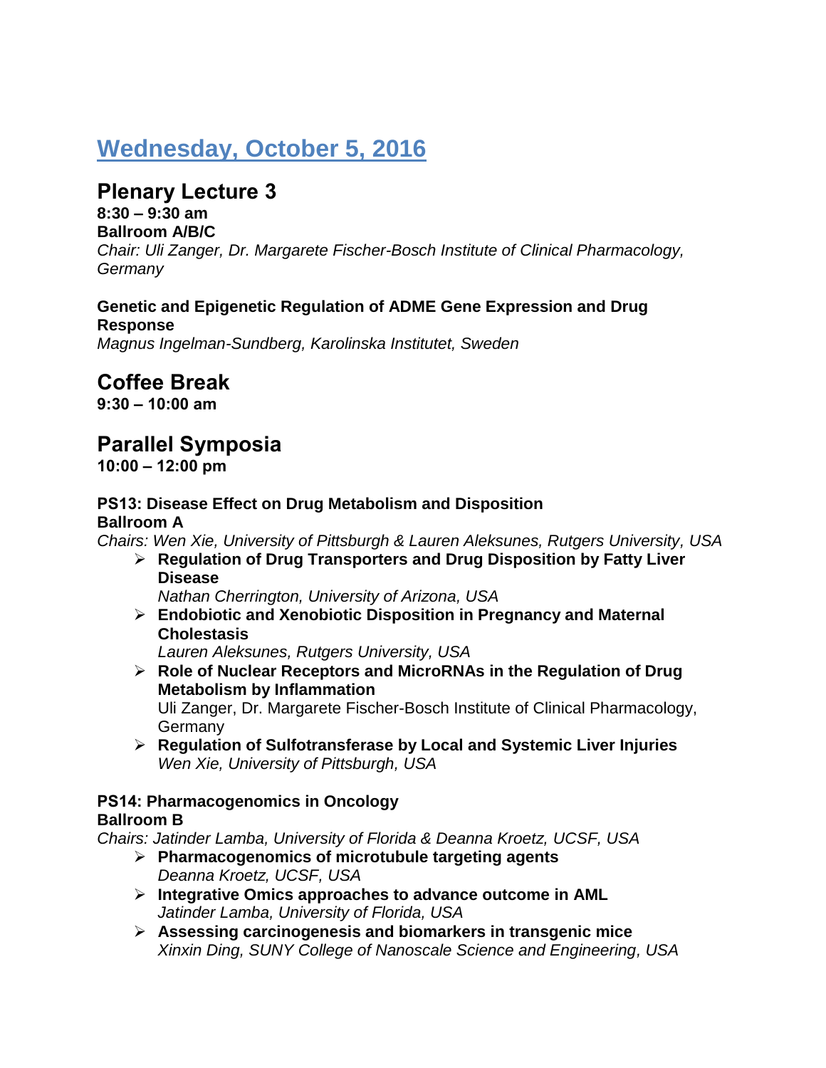# Wednesday, October 5, 2016

## Plenary Lecture 3

**8:30 – 9:30 am**
**Ballroom A/B/C**
*Chair: Uli Zanger, Dr. Margarete Fischer-Bosch Institute of Clinical Pharmacology, Germany*

**Genetic and Epigenetic Regulation of ADME Gene Expression and Drug Response**
*Magnus Ingelman-Sundberg, Karolinska Institutet, Sweden*

## Coffee Break

**9:30 – 10:00 am**

## Parallel Symposia

**10:00 – 12:00 pm**

**PS13: Disease Effect on Drug Metabolism and Disposition**
**Ballroom A**
*Chairs: Wen Xie, University of Pittsburgh & Lauren Aleksunes, Rutgers University, USA*

- **Regulation of Drug Transporters and Drug Disposition by Fatty Liver Disease**
  *Nathan Cherrington, University of Arizona, USA*
- **Endobiotic and Xenobiotic Disposition in Pregnancy and Maternal Cholestasis**
  *Lauren Aleksunes, Rutgers University, USA*
- **Role of Nuclear Receptors and MicroRNAs in the Regulation of Drug Metabolism by Inflammation**
  Uli Zanger, Dr. Margarete Fischer-Bosch Institute of Clinical Pharmacology, Germany
- **Regulation of Sulfotransferase by Local and Systemic Liver Injuries**
  *Wen Xie, University of Pittsburgh, USA*

**PS14: Pharmacogenomics in Oncology**
**Ballroom B**
*Chairs: Jatinder Lamba, University of Florida & Deanna Kroetz, UCSF, USA*

- **Pharmacogenomics of microtubule targeting agents**
  *Deanna Kroetz, UCSF, USA*
- **Integrative Omics approaches to advance outcome in AML**
  *Jatinder Lamba, University of Florida, USA*
- **Assessing carcinogenesis and biomarkers in transgenic mice**
  *Xinxin Ding, SUNY College of Nanoscale Science and Engineering, USA*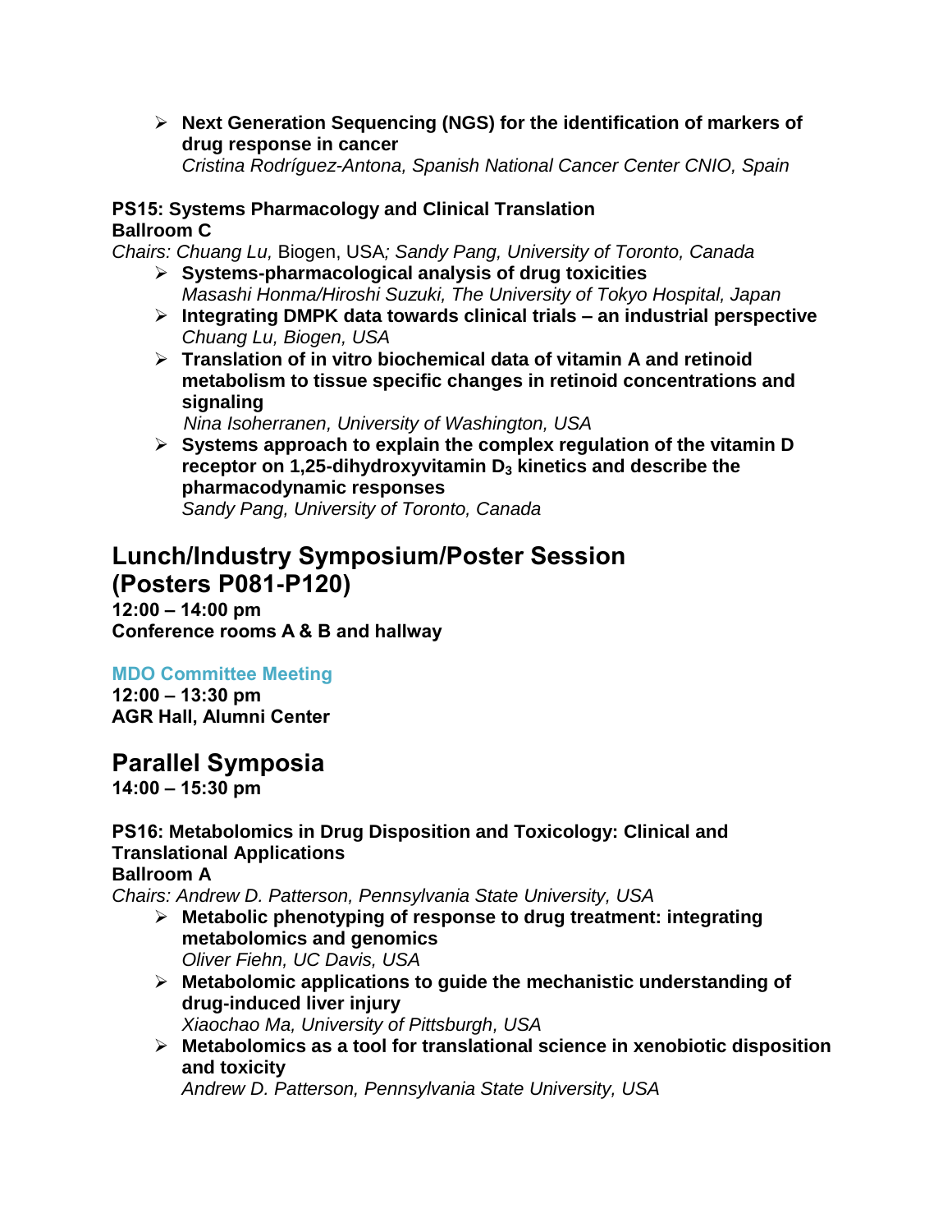- **Next Generation Sequencing (NGS) for the identification of markers of drug response in cancer**
  *Cristina Rodríguez-Antona, Spanish National Cancer Center CNIO, Spain*

**PS15: Systems Pharmacology and Clinical Translation**
**Ballroom C**
*Chairs: Chuang Lu,* Biogen, USA*; Sandy Pang, University of Toronto, Canada*

- **Systems-pharmacological analysis of drug toxicities**
  *Masashi Honma/Hiroshi Suzuki, The University of Tokyo Hospital, Japan*
- **Integrating DMPK data towards clinical trials – an industrial perspective**
  *Chuang Lu, Biogen, USA*
- **Translation of in vitro biochemical data of vitamin A and retinoid metabolism to tissue specific changes in retinoid concentrations and signaling**
  *Nina Isoherranen, University of Washington, USA*
- **Systems approach to explain the complex regulation of the vitamin D receptor on 1,25-dihydroxyvitamin $D_3$ kinetics and describe the pharmacodynamic responses**
  *Sandy Pang, University of Toronto, Canada*

## Lunch/Industry Symposium/Poster Session (Posters P081-P120)

**12:00 – 14:00 pm**
**Conference rooms A & B and hallway**

**MDO Committee Meeting**
**12:00 – 13:30 pm**
**AGR Hall, Alumni Center**

## Parallel Symposia

**14:00 – 15:30 pm**

**PS16: Metabolomics in Drug Disposition and Toxicology: Clinical and Translational Applications**
**Ballroom A**
*Chairs: Andrew D. Patterson, Pennsylvania State University, USA*

- **Metabolic phenotyping of response to drug treatment: integrating metabolomics and genomics**
  *Oliver Fiehn, UC Davis, USA*
- **Metabolomic applications to guide the mechanistic understanding of drug-induced liver injury**
  *Xiaochao Ma, University of Pittsburgh, USA*
- **Metabolomics as a tool for translational science in xenobiotic disposition and toxicity**
  *Andrew D. Patterson, Pennsylvania State University, USA*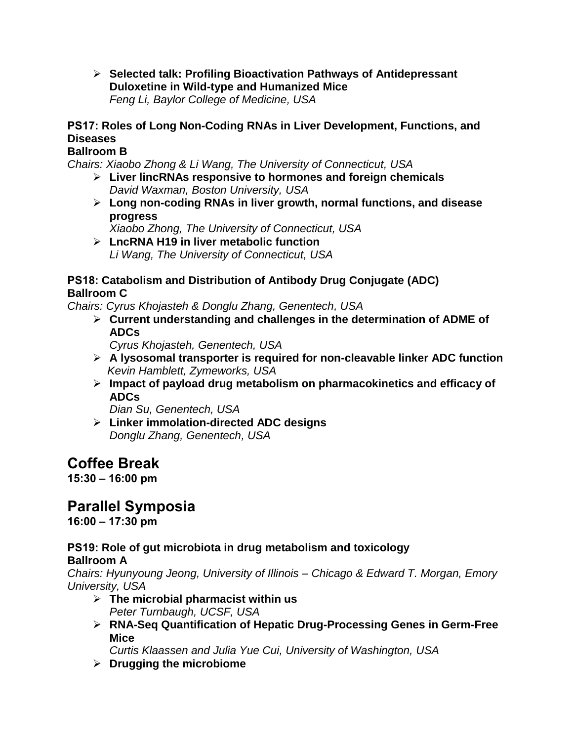- **Selected talk: Profiling Bioactivation Pathways of Antidepressant Duloxetine in Wild-type and Humanized Mice**
  *Feng Li, Baylor College of Medicine, USA*

**PS17: Roles of Long Non-Coding RNAs in Liver Development, Functions, and Diseases**
**Ballroom B**
*Chairs: Xiaobo Zhong & Li Wang, The University of Connecticut, USA*

- **Liver lincRNAs responsive to hormones and foreign chemicals**
  *David Waxman, Boston University, USA*
- **Long non-coding RNAs in liver growth, normal functions, and disease progress**
  *Xiaobo Zhong, The University of Connecticut, USA*
- **LncRNA H19 in liver metabolic function**
  *Li Wang, The University of Connecticut, USA*

**PS18: Catabolism and Distribution of Antibody Drug Conjugate (ADC)**
**Ballroom C**
*Chairs: Cyrus Khojasteh & Donglu Zhang, Genentech, USA*

- **Current understanding and challenges in the determination of ADME of ADCs**
  *Cyrus Khojasteh, Genentech, USA*
- **A lysosomal transporter is required for non-cleavable linker ADC function**
  *Kevin Hamblett, Zymeworks, USA*
- **Impact of payload drug metabolism on pharmacokinetics and efficacy of ADCs**
  *Dian Su, Genentech, USA*
- **Linker immolation-directed ADC designs**
  *Donglu Zhang, Genentech, USA*

## Coffee Break

**15:30 – 16:00 pm**

## Parallel Symposia

**16:00 – 17:30 pm**

**PS19: Role of gut microbiota in drug metabolism and toxicology**
**Ballroom A**
*Chairs: Hyunyoung Jeong, University of Illinois – Chicago & Edward T. Morgan, Emory University, USA*

- **The microbial pharmacist within us**
  *Peter Turnbaugh, UCSF, USA*
- **RNA-Seq Quantification of Hepatic Drug-Processing Genes in Germ-Free Mice**
  *Curtis Klaassen and Julia Yue Cui, University of Washington, USA*
- **Drugging the microbiome**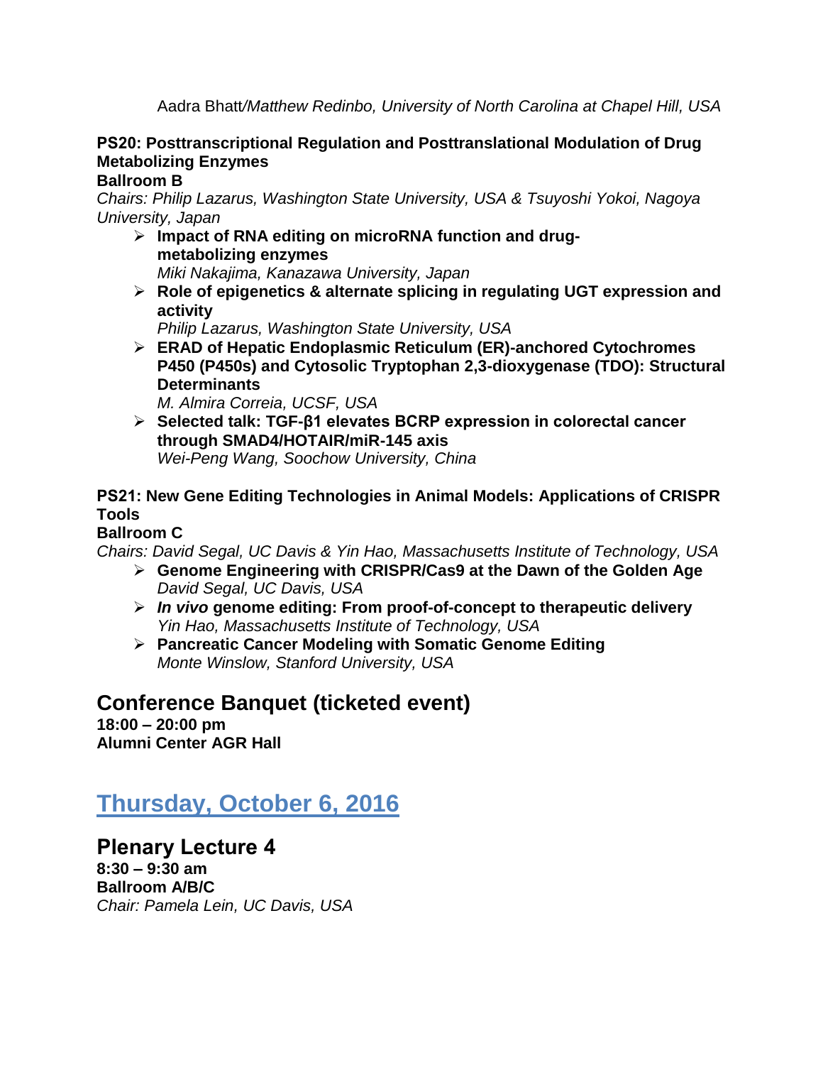Aadra Bhatt/*Matthew Redinbo, University of North Carolina at Chapel Hill, USA*

**PS20: Posttranscriptional Regulation and Posttranslational Modulation of Drug Metabolizing Enzymes**
**Ballroom B**
*Chairs: Philip Lazarus, Washington State University, USA & Tsuyoshi Yokoi, Nagoya University, Japan*

- **Impact of RNA editing on microRNA function and drug-metabolizing enzymes**
  *Miki Nakajima, Kanazawa University, Japan*
- **Role of epigenetics & alternate splicing in regulating UGT expression and activity**
  *Philip Lazarus, Washington State University, USA*
- **ERAD of Hepatic Endoplasmic Reticulum (ER)-anchored Cytochromes P450 (P450s) and Cytosolic Tryptophan 2,3-dioxygenase (TDO): Structural Determinants**
  *M. Almira Correia, UCSF, USA*
- **Selected talk: TGF-β1 elevates BCRP expression in colorectal cancer through SMAD4/HOTAIR/miR-145 axis**
  *Wei-Peng Wang, Soochow University, China*

**PS21: New Gene Editing Technologies in Animal Models: Applications of CRISPR Tools**
**Ballroom C**
*Chairs: David Segal, UC Davis & Yin Hao, Massachusetts Institute of Technology, USA*

- **Genome Engineering with CRISPR/Cas9 at the Dawn of the Golden Age**
  *David Segal, UC Davis, USA*
- ***In vivo* genome editing: From proof-of-concept to therapeutic delivery**
  *Yin Hao, Massachusetts Institute of Technology, USA*
- **Pancreatic Cancer Modeling with Somatic Genome Editing**
  *Monte Winslow, Stanford University, USA*

## Conference Banquet (ticketed event)

**18:00 – 20:00 pm**
**Alumni Center AGR Hall**

# Thursday, October 6, 2016

## Plenary Lecture 4

**8:30 – 9:30 am**
**Ballroom A/B/C**
*Chair: Pamela Lein, UC Davis, USA*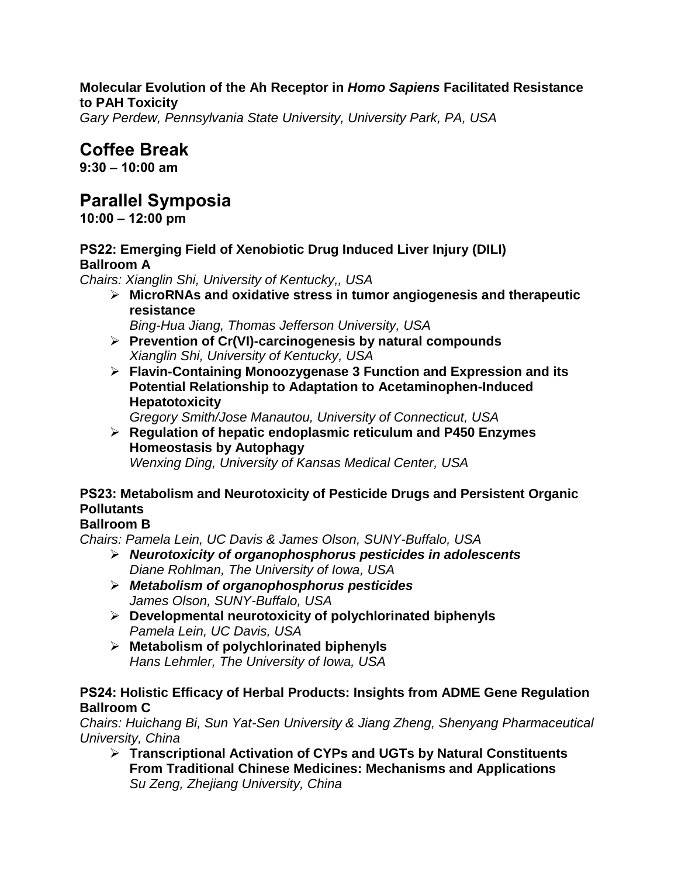**Molecular Evolution of the Ah Receptor in *Homo Sapiens* Facilitated Resistance to PAH Toxicity**
*Gary Perdew, Pennsylvania State University, University Park, PA, USA*

## Coffee Break

**9:30 – 10:00 am**

## Parallel Symposia

**10:00 – 12:00 pm**

**PS22: Emerging Field of Xenobiotic Drug Induced Liver Injury (DILI)**
**Ballroom A**
*Chairs: Xianglin Shi, University of Kentucky,, USA*

- **MicroRNAs and oxidative stress in tumor angiogenesis and therapeutic resistance**
  *Bing-Hua Jiang, Thomas Jefferson University, USA*
- **Prevention of Cr(VI)-carcinogenesis by natural compounds**
  *Xianglin Shi, University of Kentucky, USA*
- **Flavin-Containing Monoozygenase 3 Function and Expression and its Potential Relationship to Adaptation to Acetaminophen-Induced Hepatotoxicity**
  *Gregory Smith/Jose Manautou, University of Connecticut, USA*
- **Regulation of hepatic endoplasmic reticulum and P450 Enzymes Homeostasis by Autophagy**
  *Wenxing Ding, University of Kansas Medical Center, USA*

**PS23: Metabolism and Neurotoxicity of Pesticide Drugs and Persistent Organic Pollutants**
**Ballroom B**
*Chairs: Pamela Lein, UC Davis & James Olson, SUNY-Buffalo, USA*

- ***Neurotoxicity of organophosphorus pesticides in adolescents***
  *Diane Rohlman, The University of Iowa, USA*
- ***Metabolism of organophosphorus pesticides***
  *James Olson, SUNY-Buffalo, USA*
- **Developmental neurotoxicity of polychlorinated biphenyls**
  *Pamela Lein, UC Davis, USA*
- **Metabolism of polychlorinated biphenyls**
  *Hans Lehmler, The University of Iowa, USA*

**PS24: Holistic Efficacy of Herbal Products: Insights from ADME Gene Regulation**
**Ballroom C**
*Chairs: Huichang Bi, Sun Yat-Sen University & Jiang Zheng, Shenyang Pharmaceutical University, China*

- **Transcriptional Activation of CYPs and UGTs by Natural Constituents From Traditional Chinese Medicines: Mechanisms and Applications**
  *Su Zeng, Zhejiang University, China*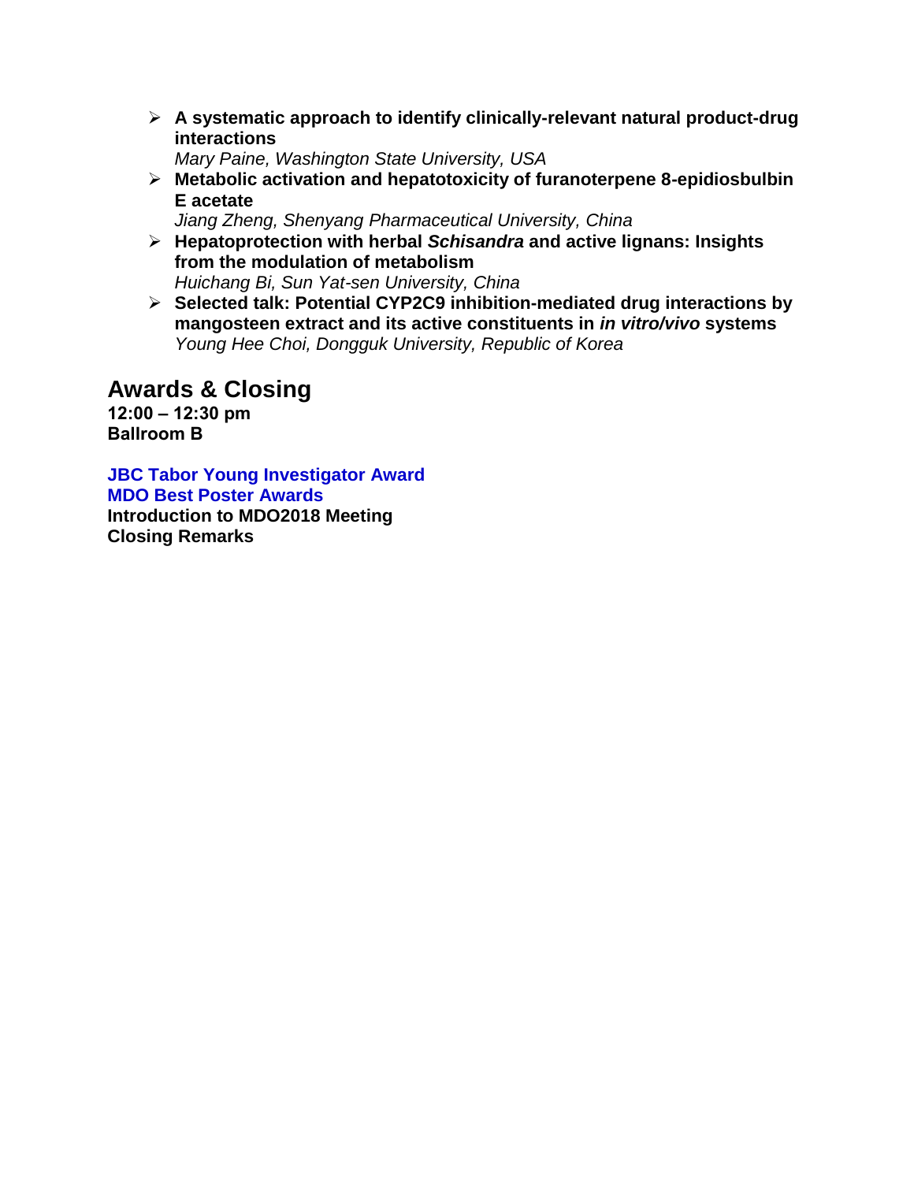- **A systematic approach to identify clinically-relevant natural product-drug interactions**
  *Mary Paine, Washington State University, USA*
- **Metabolic activation and hepatotoxicity of furanoterpene 8-epidiosbulbin E acetate**
  *Jiang Zheng, Shenyang Pharmaceutical University, China*
- **Hepatoprotection with herbal *Schisandra* and active lignans: Insights from the modulation of metabolism**
  *Huichang Bi, Sun Yat-sen University, China*
- **Selected talk: Potential CYP2C9 inhibition-mediated drug interactions by mangosteen extract and its active constituents in *in vitro/vivo* systems**
  *Young Hee Choi, Dongguk University, Republic of Korea*

## Awards & Closing

**12:00 – 12:30 pm**
**Ballroom B**

**JBC Tabor Young Investigator Award**
**MDO Best Poster Awards**
**Introduction to MDO2018 Meeting**
**Closing Remarks**